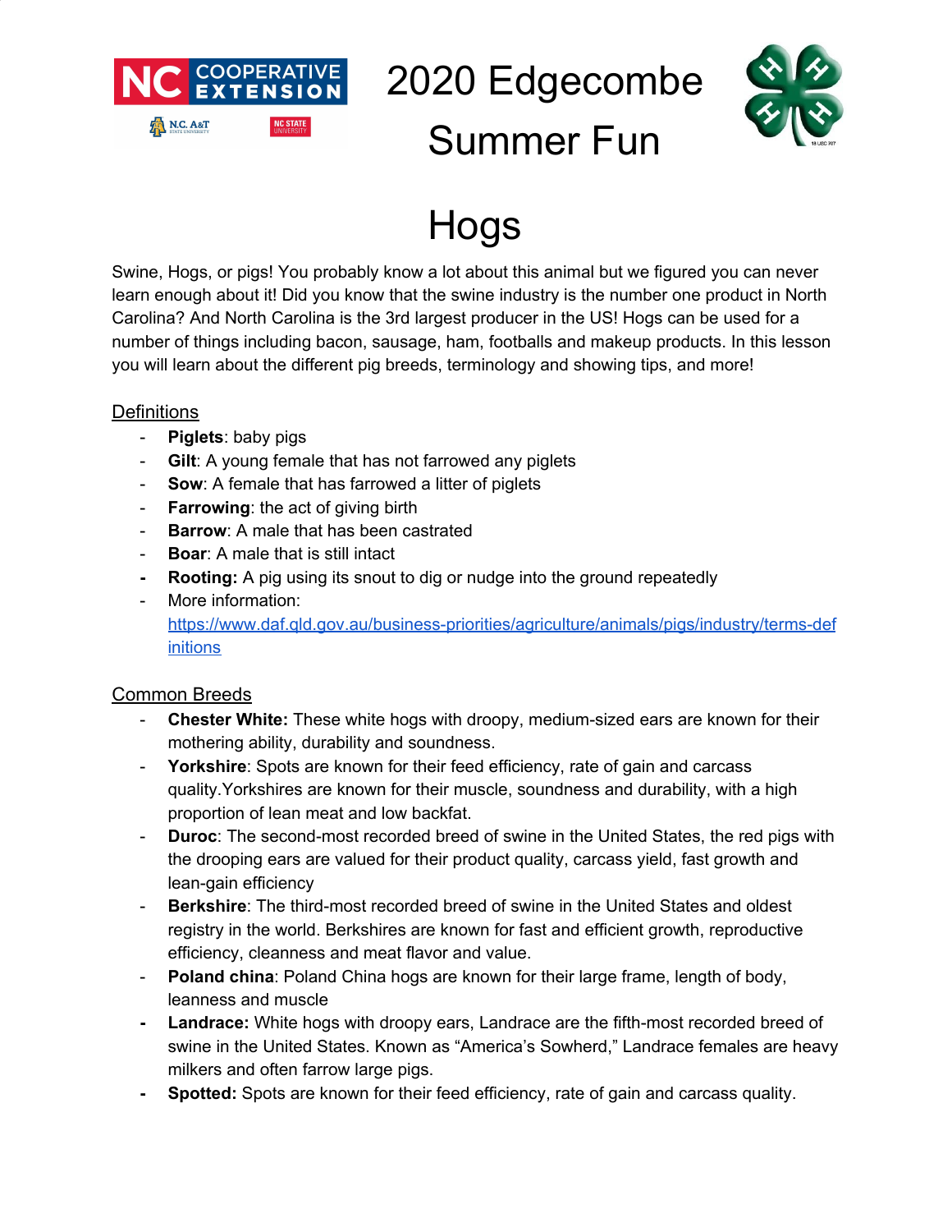# 2020 Edgecombe Summer Fun

# Hogs

Swine, Hogs, or pigs! You probably know a lot about this animal but we figured you can never learn enough about it! Did you know that the swine industry is the number one product in North Carolina? And North Carolina is the 3rd largest producer in the US! Hogs can be used for a number of things including bacon, sausage, ham, footballs and makeup products. In this lesson you will learn about the different pig breeds, terminology and showing tips, and more!

## Definitions

- **Piglets**: baby pigs
- **Gilt**: A young female that has not farrowed any piglets
- **Sow**: A female that has farrowed a litter of piglets
- **Farrowing**: the act of giving birth
- **Barrow**: A male that has been castrated
- **Boar**: A male that is still intact
- **Rooting:** A pig using its snout to dig or nudge into the ground repeatedly
- More information: https://www.daf.qld.gov.au/business-priorities/agriculture/animals/pigs/industry/terms-definitions

## Common Breeds

- **Chester White:** These white hogs with droopy, medium-sized ears are known for their mothering ability, durability and soundness.
- **Yorkshire**: Spots are known for their feed efficiency, rate of gain and carcass quality.Yorkshires are known for their muscle, soundness and durability, with a high proportion of lean meat and low backfat.
- **Duroc**: The second-most recorded breed of swine in the United States, the red pigs with the drooping ears are valued for their product quality, carcass yield, fast growth and lean-gain efficiency
- **Berkshire**: The third-most recorded breed of swine in the United States and oldest registry in the world. Berkshires are known for fast and efficient growth, reproductive efficiency, cleanness and meat flavor and value.
- **Poland china**: Poland China hogs are known for their large frame, length of body, leanness and muscle
- **Landrace:** White hogs with droopy ears, Landrace are the fifth-most recorded breed of swine in the United States. Known as "America's Sowherd," Landrace females are heavy milkers and often farrow large pigs.
- **Spotted:** Spots are known for their feed efficiency, rate of gain and carcass quality.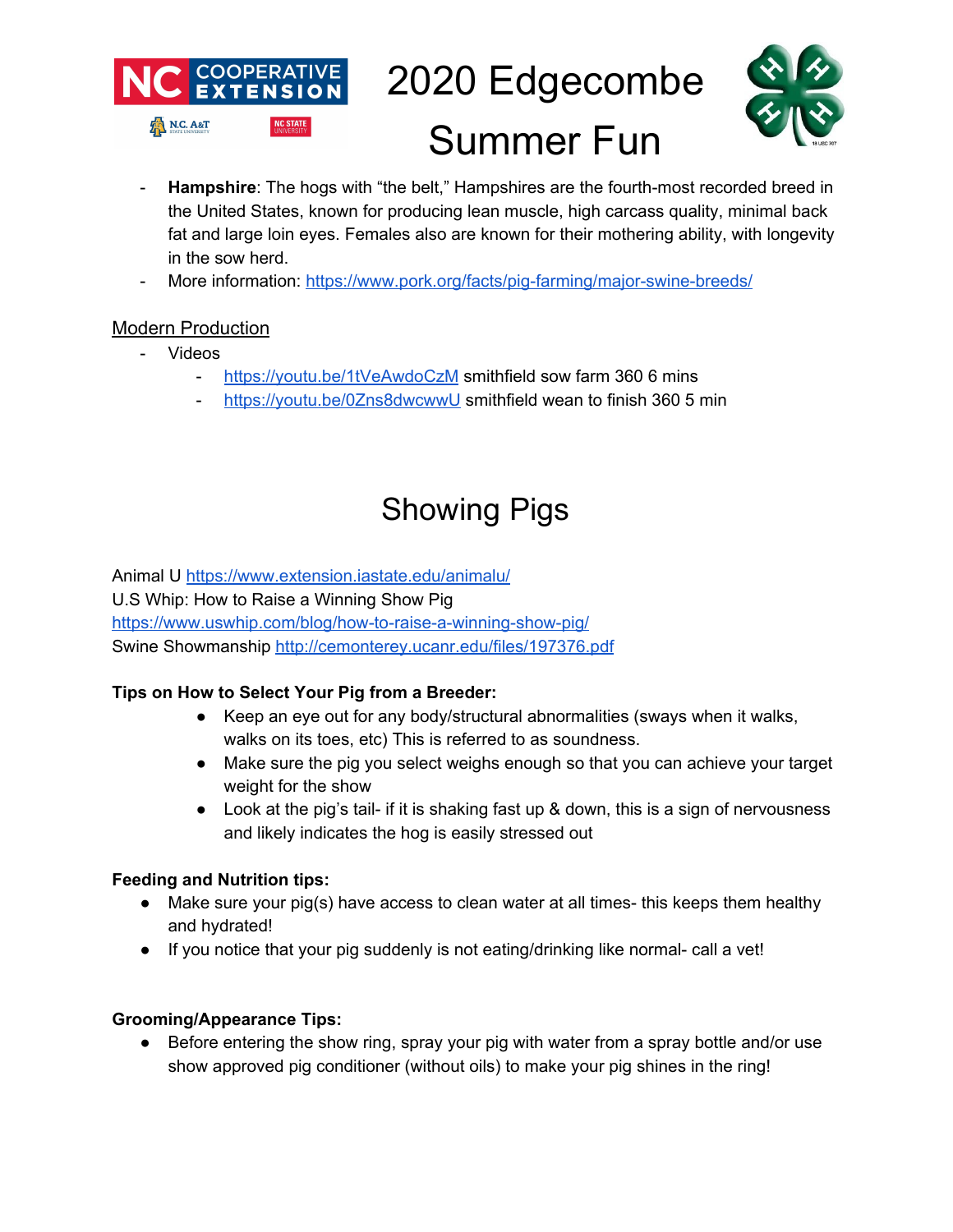- **Hampshire**: The hogs with "the belt," Hampshires are the fourth-most recorded breed in the United States, known for producing lean muscle, high carcass quality, minimal back fat and large loin eyes. Females also are known for their mothering ability, with longevity in the sow herd.
- More information: https://www.pork.org/facts/pig-farming/major-swine-breeds/

Modern Production

- Videos
  - https://youtu.be/1tVeAwdoCzM smithfield sow farm 360 6 mins
  - https://youtu.be/0Zns8dwcwwU smithfield wean to finish 360 5 min

# Showing Pigs

Animal U https://www.extension.iastate.edu/animalu/
U.S Whip: How to Raise a Winning Show Pig
https://www.uswhip.com/blog/how-to-raise-a-winning-show-pig/
Swine Showmanship http://cemonterey.ucanr.edu/files/197376.pdf

**Tips on How to Select Your Pig from a Breeder:**

- Keep an eye out for any body/structural abnormalities (sways when it walks, walks on its toes, etc) This is referred to as soundness.
- Make sure the pig you select weighs enough so that you can achieve your target weight for the show
- Look at the pig's tail- if it is shaking fast up & down, this is a sign of nervousness and likely indicates the hog is easily stressed out

**Feeding and Nutrition tips:**

- Make sure your pig(s) have access to clean water at all times- this keeps them healthy and hydrated!
- If you notice that your pig suddenly is not eating/drinking like normal- call a vet!

**Grooming/Appearance Tips:**

- Before entering the show ring, spray your pig with water from a spray bottle and/or use show approved pig conditioner (without oils) to make your pig shines in the ring!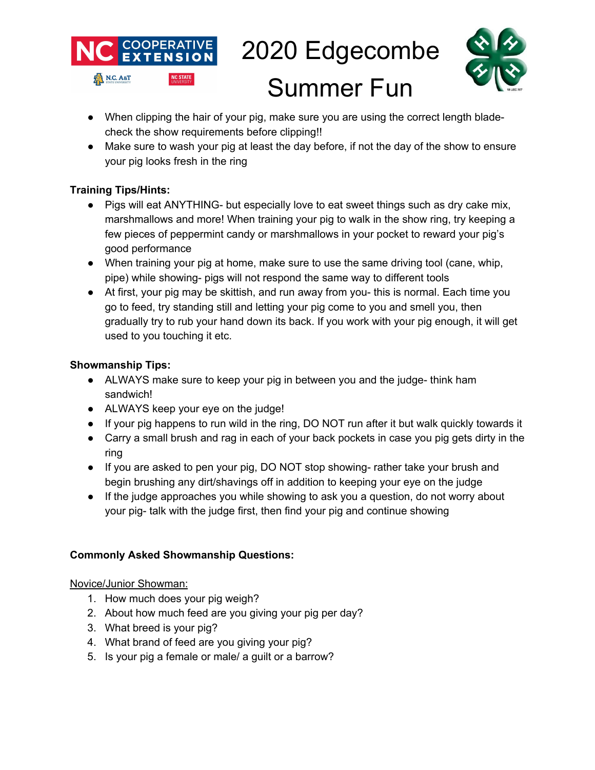- When clipping the hair of your pig, make sure you are using the correct length blade- check the show requirements before clipping!!
- Make sure to wash your pig at least the day before, if not the day of the show to ensure your pig looks fresh in the ring

**Training Tips/Hints:**

- Pigs will eat ANYTHING- but especially love to eat sweet things such as dry cake mix, marshmallows and more! When training your pig to walk in the show ring, try keeping a few pieces of peppermint candy or marshmallows in your pocket to reward your pig's good performance
- When training your pig at home, make sure to use the same driving tool (cane, whip, pipe) while showing- pigs will not respond the same way to different tools
- At first, your pig may be skittish, and run away from you- this is normal. Each time you go to feed, try standing still and letting your pig come to you and smell you, then gradually try to rub your hand down its back. If you work with your pig enough, it will get used to you touching it etc.

**Showmanship Tips:**

- ALWAYS make sure to keep your pig in between you and the judge- think ham sandwich!
- ALWAYS keep your eye on the judge!
- If your pig happens to run wild in the ring, DO NOT run after it but walk quickly towards it
- Carry a small brush and rag in each of your back pockets in case you pig gets dirty in the ring
- If you are asked to pen your pig, DO NOT stop showing- rather take your brush and begin brushing any dirt/shavings off in addition to keeping your eye on the judge
- If the judge approaches you while showing to ask you a question, do not worry about your pig- talk with the judge first, then find your pig and continue showing

**Commonly Asked Showmanship Questions:**

Novice/Junior Showman:

1. How much does your pig weigh?
2. About how much feed are you giving your pig per day?
3. What breed is your pig?
4. What brand of feed are you giving your pig?
5. Is your pig a female or male/ a guilt or a barrow?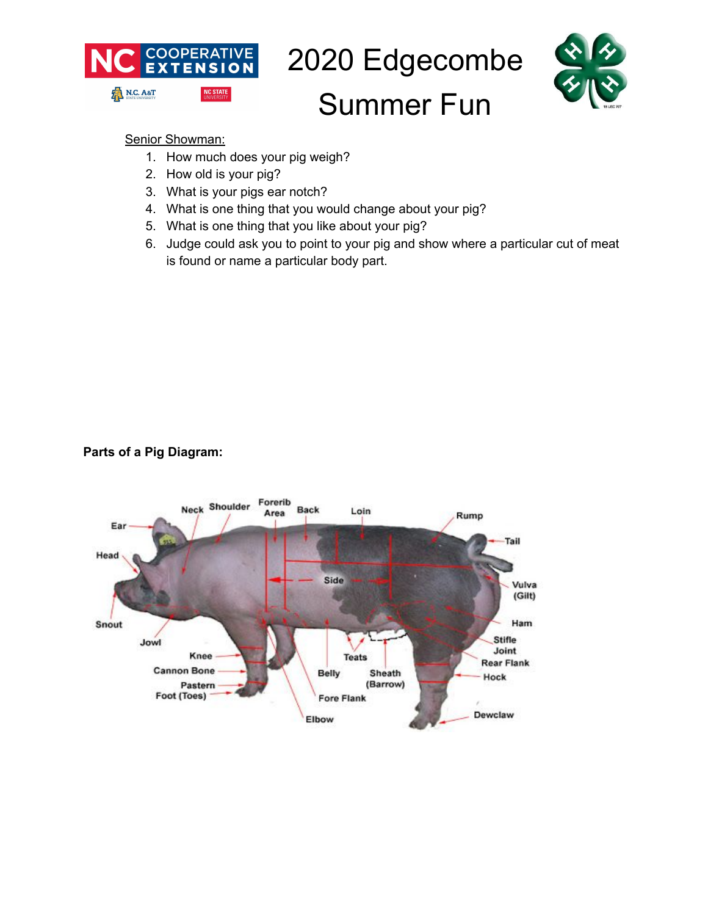Senior Showman:

1. How much does your pig weigh?
2. How old is your pig?
3. What is your pigs ear notch?
4. What is one thing that you would change about your pig?
5. What is one thing that you like about your pig?
6. Judge could ask you to point to your pig and show where a particular cut of meat is found or name a particular body part.

**Parts of a Pig Diagram:**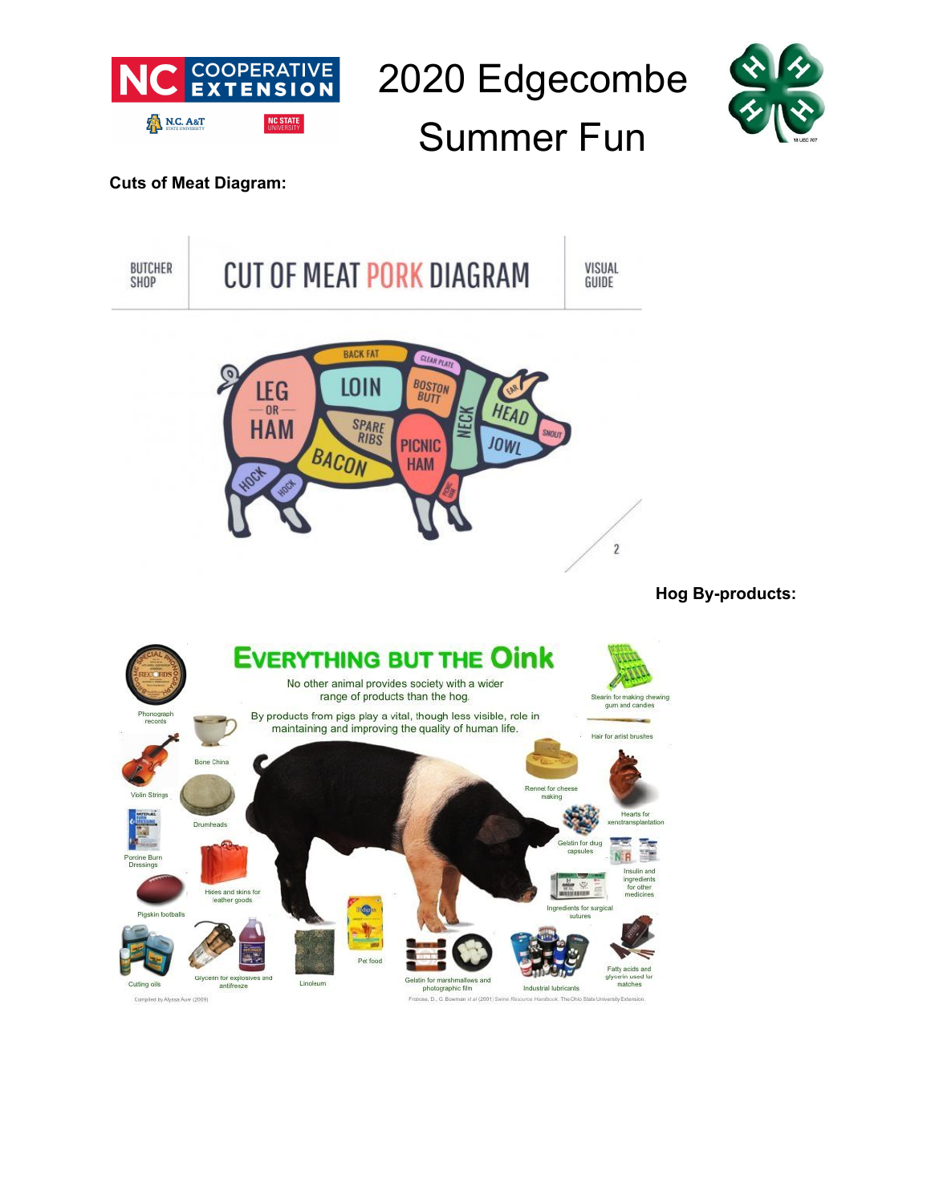# 2020 Edgecombe Summer Fun

**Cuts of Meat Diagram:**

BUTCHER SHOP | CUT OF MEAT PORK DIAGRAM | VISUAL GUIDE

LEG OR HAM, LOIN, BACK FAT, CLEAR PLATE, BOSTON BUTT, NECK, HEAD, EAR, SNOUT, JOWL, SPARE RIBS, BACON, PICNIC HAM, HOCK, HOCK

**Hog By-products:**

## EVERYTHING BUT THE Oink

No other animal provides society with a wider range of products than the hog.

By products from pigs play a vital, though less visible, role in maintaining and improving the quality of human life.

- Phonograph records
- Bone China
- Violin Strings
- Drumheads
- Porcine Burn Dressings
- Hides and skins for leather goods
- Pigskin footballs
- Cutting oils
- Glycerin for explosives and antifreeze
- Linoleum
- Pet food
- Gelatin for marshmallows and photographic film
- Industrial lubricants
- Fatty acids and glycerin used for matches
- Ingredients for surgical sutures
- Insulin and ingredients for other medicines
- Gelatin for drug capsules
- Rennet for cheese making
- Hearts for xenotransplantation
- Hair for artist brushes
- Stearin for making chewing gum and candies

Compiled by Alyssa Auer (2009)

Froese, D., G. Bowman et al (2001) Swine Resource Handbook. The Ohio State University Extension.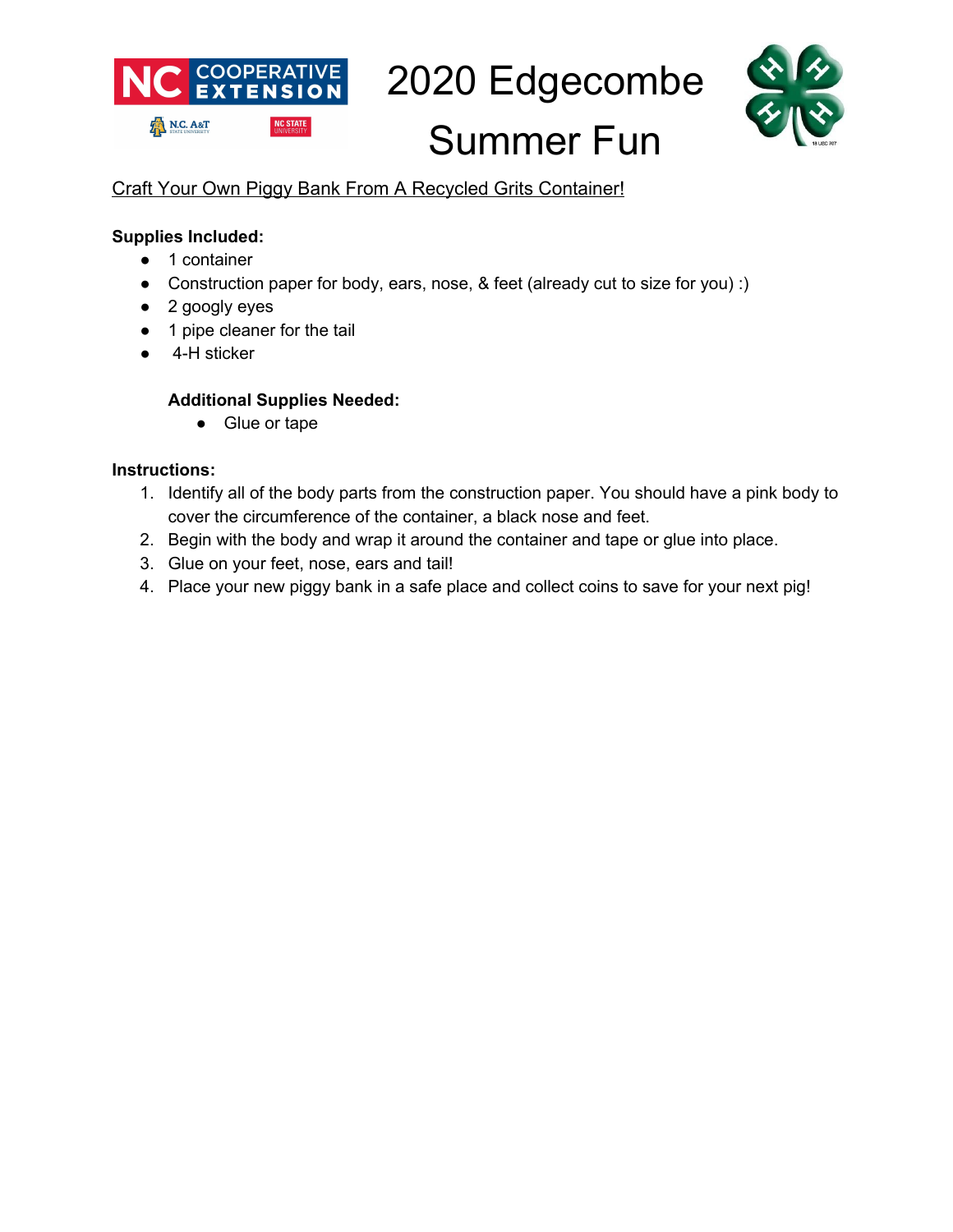# 2020 Edgecombe Summer Fun

Craft Your Own Piggy Bank From A Recycled Grits Container!

**Supplies Included:**

- 1 container
- Construction paper for body, ears, nose, & feet (already cut to size for you) :)
- 2 googly eyes
- 1 pipe cleaner for the tail
- 4-H sticker

**Additional Supplies Needed:**

- Glue or tape

**Instructions:**

1. Identify all of the body parts from the construction paper. You should have a pink body to cover the circumference of the container, a black nose and feet.
2. Begin with the body and wrap it around the container and tape or glue into place.
3. Glue on your feet, nose, ears and tail!
4. Place your new piggy bank in a safe place and collect coins to save for your next pig!